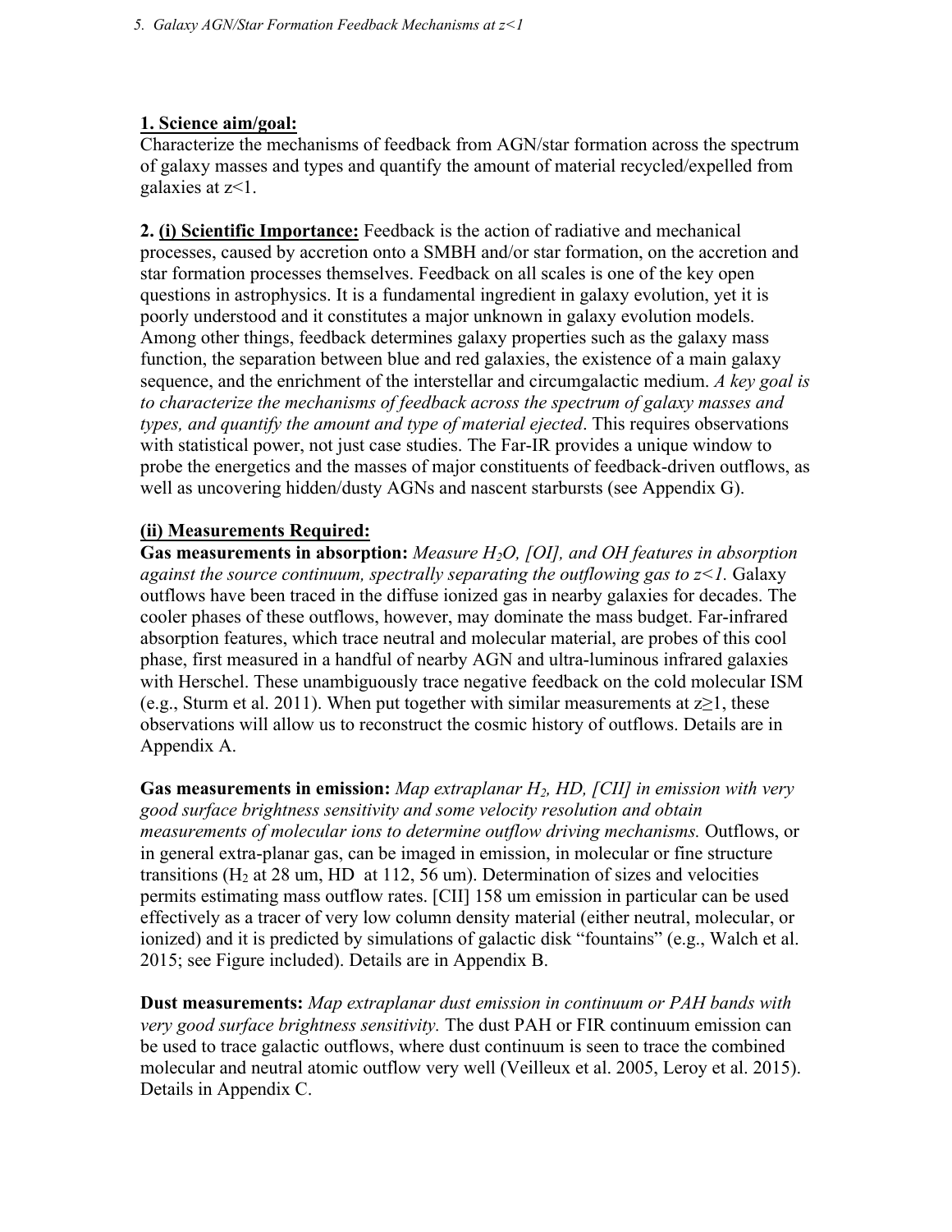# 5. Galaxy AGN/Star Formation Feedback Mechanisms at z<1

**1. Science aim/goal:**

Characterize the mechanisms of feedback from AGN/star formation across the spectrum of galaxy masses and types and quantify the amount of material recycled/expelled from galaxies at z<1.

**2. (i) Scientific Importance:** Feedback is the action of radiative and mechanical processes, caused by accretion onto a SMBH and/or star formation, on the accretion and star formation processes themselves. Feedback on all scales is one of the key open questions in astrophysics. It is a fundamental ingredient in galaxy evolution, yet it is poorly understood and it constitutes a major unknown in galaxy evolution models. Among other things, feedback determines galaxy properties such as the galaxy mass function, the separation between blue and red galaxies, the existence of a main galaxy sequence, and the enrichment of the interstellar and circumgalactic medium. *A key goal is to characterize the mechanisms of feedback across the spectrum of galaxy masses and types, and quantify the amount and type of material ejected*. This requires observations with statistical power, not just case studies. The Far-IR provides a unique window to probe the energetics and the masses of major constituents of feedback-driven outflows, as well as uncovering hidden/dusty AGNs and nascent starbursts (see Appendix G).

**(ii) Measurements Required:**

**Gas measurements in absorption:** *Measure $H_2O$, [OI], and OH features in absorption against the source continuum, spectrally separating the outflowing gas to z<1.* Galaxy outflows have been traced in the diffuse ionized gas in nearby galaxies for decades. The cooler phases of these outflows, however, may dominate the mass budget. Far-infrared absorption features, which trace neutral and molecular material, are probes of this cool phase, first measured in a handful of nearby AGN and ultra-luminous infrared galaxies with Herschel. These unambiguously trace negative feedback on the cold molecular ISM (e.g., Sturm et al. 2011). When put together with similar measurements at $z \geq 1$, these observations will allow us to reconstruct the cosmic history of outflows. Details are in Appendix A.

**Gas measurements in emission:** *Map extraplanar $H_2$, HD, [CII] in emission with very good surface brightness sensitivity and some velocity resolution and obtain measurements of molecular ions to determine outflow driving mechanisms.* Outflows, or in general extra-planar gas, can be imaged in emission, in molecular or fine structure transitions ($H_2$ at 28 um, HD at 112, 56 um). Determination of sizes and velocities permits estimating mass outflow rates. [CII] 158 um emission in particular can be used effectively as a tracer of very low column density material (either neutral, molecular, or ionized) and it is predicted by simulations of galactic disk "fountains" (e.g., Walch et al. 2015; see Figure included). Details are in Appendix B.

**Dust measurements:** *Map extraplanar dust emission in continuum or PAH bands with very good surface brightness sensitivity.* The dust PAH or FIR continuum emission can be used to trace galactic outflows, where dust continuum is seen to trace the combined molecular and neutral atomic outflow very well (Veilleux et al. 2005, Leroy et al. 2015). Details in Appendix C.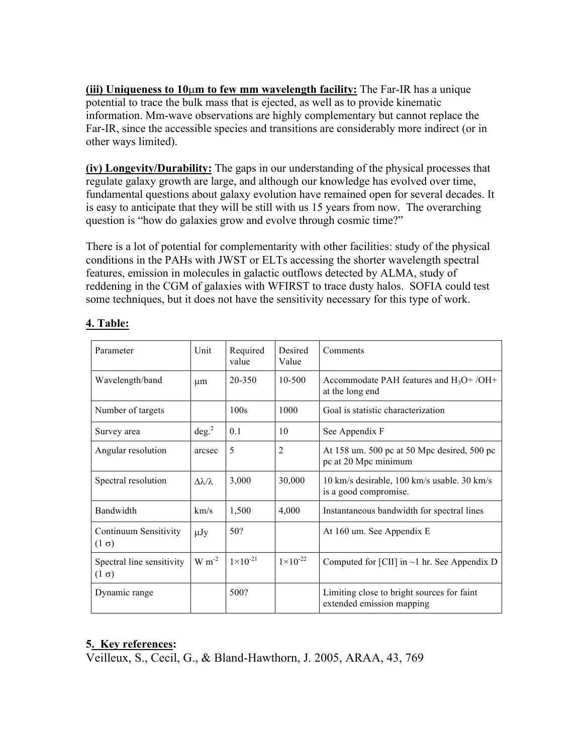**(iii) Uniqueness to 10μm to few mm wavelength facility:** The Far-IR has a unique potential to trace the bulk mass that is ejected, as well as to provide kinematic information. Mm-wave observations are highly complementary but cannot replace the Far-IR, since the accessible species and transitions are considerably more indirect (or in other ways limited).

**(iv) Longevity/Durability:** The gaps in our understanding of the physical processes that regulate galaxy growth are large, and although our knowledge has evolved over time, fundamental questions about galaxy evolution have remained open for several decades. It is easy to anticipate that they will be still with us 15 years from now. The overarching question is "how do galaxies grow and evolve through cosmic time?"

There is a lot of potential for complementarity with other facilities: study of the physical conditions in the PAHs with JWST or ELTs accessing the shorter wavelength spectral features, emission in molecules in galactic outflows detected by ALMA, study of reddening in the CGM of galaxies with WFIRST to trace dusty halos. SOFIA could test some techniques, but it does not have the sensitivity necessary for this type of work.

## 4. Table:

| Parameter | Unit | Required value | Desired Value | Comments |
|---|---|---|---|---|
| Wavelength/band | μm | 20-350 | 10-500 | Accommodate PAH features and $H_3O+$ /OH+ at the long end |
| Number of targets | | 100s | 1000 | Goal is statistic characterization |
| Survey area | deg.$^2$ | 0.1 | 10 | See Appendix F |
| Angular resolution | arcsec | 5 | 2 | At 158 um. 500 pc at 50 Mpc desired, 500 pc pc at 20 Mpc minimum |
| Spectral resolution | Δλ/λ | 3,000 | 30,000 | 10 km/s desirable, 100 km/s usable. 30 km/s is a good compromise. |
| Bandwidth | km/s | 1,500 | 4,000 | Instantaneous bandwidth for spectral lines |
| Continuum Sensitivity (1 σ) | μJy | 50? | | At 160 um. See Appendix E |
| Spectral line sensitivity (1 σ) | W m$^{-2}$ | $1\times10^{-21}$ | $1\times10^{-22}$ | Computed for [CII] in ~1 hr. See Appendix D |
| Dynamic range | | 500? | | Limiting close to bright sources for faint extended emission mapping |

## 5. Key references:

Veilleux, S., Cecil, G., & Bland-Hawthorn, J. 2005, ARAA, 43, 769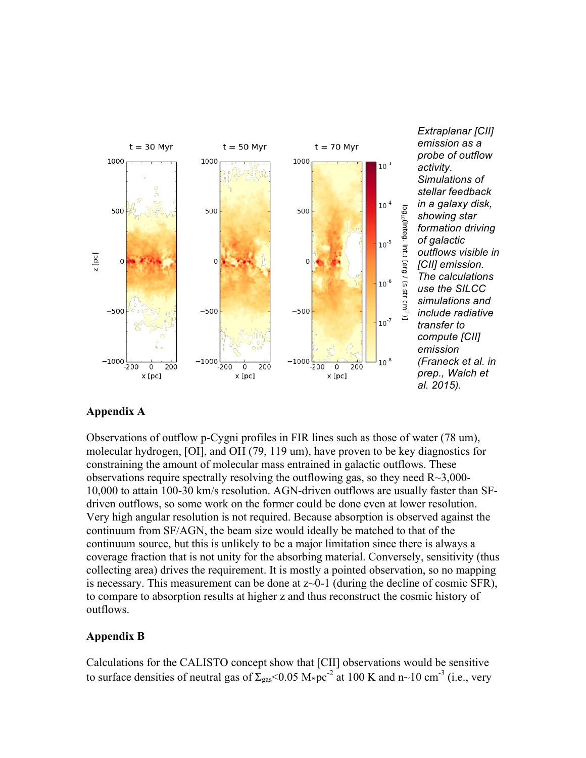*Extraplanar [CII] emission as a probe of outflow activity. Simulations of stellar feedback in a galaxy disk, showing star formation driving of galactic outflows visible in [CII] emission. The calculations use the SILCC simulations and include radiative transfer to compute [CII] emission (Franeck et al. in prep., Walch et al. 2015).*

## Appendix A

Observations of outflow p-Cygni profiles in FIR lines such as those of water (78 um), molecular hydrogen, [OI], and OH (79, 119 um), have proven to be key diagnostics for constraining the amount of molecular mass entrained in galactic outflows. These observations require spectrally resolving the outflowing gas, so they need R~3,000-10,000 to attain 100-30 km/s resolution. AGN-driven outflows are usually faster than SF-driven outflows, so some work on the former could be done even at lower resolution. Very high angular resolution is not required. Because absorption is observed against the continuum from SF/AGN, the beam size would ideally be matched to that of the continuum source, but this is unlikely to be a major limitation since there is always a coverage fraction that is not unity for the absorbing material. Conversely, sensitivity (thus collecting area) drives the requirement. It is mostly a pointed observation, so no mapping is necessary. This measurement can be done at z~0-1 (during the decline of cosmic SFR), to compare to absorption results at higher z and thus reconstruct the cosmic history of outflows.

## Appendix B

Calculations for the CALISTO concept show that [CII] observations would be sensitive to surface densities of neutral gas of $\Sigma_{gas}<0.05\ M_{\odot}pc^{-2}$ at 100 K and $n\sim10\ cm^{-3}$ (i.e., very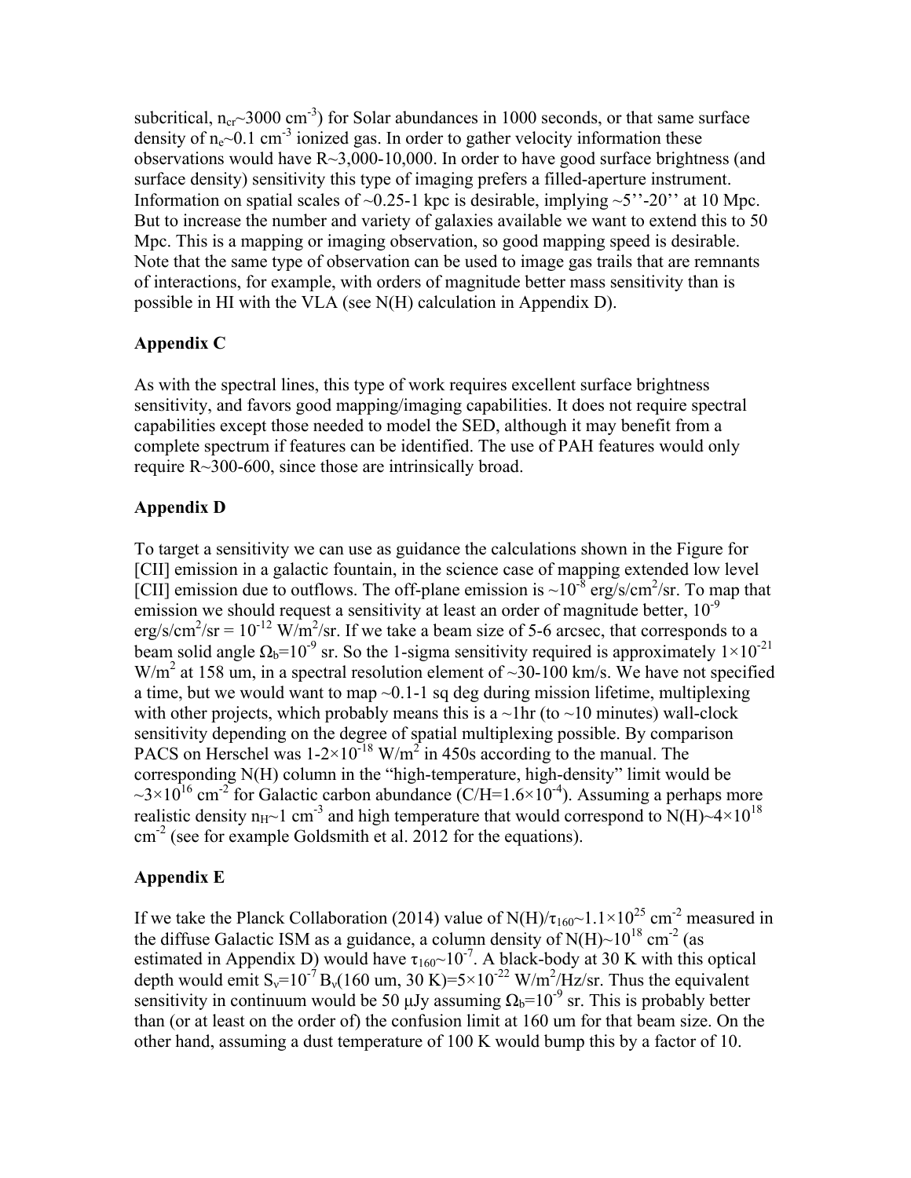subcritical, $n_{cr}$~3000 $cm^{-3}$) for Solar abundances in 1000 seconds, or that same surface density of $n_e$~0.1 $cm^{-3}$ ionized gas. In order to gather velocity information these observations would have R~3,000-10,000. In order to have good surface brightness (and surface density) sensitivity this type of imaging prefers a filled-aperture instrument. Information on spatial scales of ~0.25-1 kpc is desirable, implying ~5''-20'' at 10 Mpc. But to increase the number and variety of galaxies available we want to extend this to 50 Mpc. This is a mapping or imaging observation, so good mapping speed is desirable. Note that the same type of observation can be used to image gas trails that are remnants of interactions, for example, with orders of magnitude better mass sensitivity than is possible in HI with the VLA (see N(H) calculation in Appendix D).

**Appendix C**

As with the spectral lines, this type of work requires excellent surface brightness sensitivity, and favors good mapping/imaging capabilities. It does not require spectral capabilities except those needed to model the SED, although it may benefit from a complete spectrum if features can be identified. The use of PAH features would only require R~300-600, since those are intrinsically broad.

**Appendix D**

To target a sensitivity we can use as guidance the calculations shown in the Figure for [CII] emission in a galactic fountain, in the science case of mapping extended low level [CII] emission due to outflows. The off-plane emission is ~$10^{-8}$ erg/s/$cm^2$/sr. To map that emission we should request a sensitivity at least an order of magnitude better, $10^{-9}$ erg/s/$cm^2$/sr = $10^{-12}$ W/$m^2$/sr. If we take a beam size of 5-6 arcsec, that corresponds to a beam solid angle $\Omega_b$=$10^{-9}$ sr. So the 1-sigma sensitivity required is approximately $1\times10^{-21}$ W/$m^2$ at 158 um, in a spectral resolution element of ~30-100 km/s. We have not specified a time, but we would want to map ~0.1-1 sq deg during mission lifetime, multiplexing with other projects, which probably means this is a ~1hr (to ~10 minutes) wall-clock sensitivity depending on the degree of spatial multiplexing possible. By comparison PACS on Herschel was 1-$2\times10^{-18}$ W/$m^2$ in 450s according to the manual. The corresponding N(H) column in the "high-temperature, high-density" limit would be ~$3\times10^{16}$ $cm^{-2}$ for Galactic carbon abundance (C/H=$1.6\times10^{-4}$). Assuming a perhaps more realistic density $n_H$~1 $cm^{-3}$ and high temperature that would correspond to N(H)~$4\times10^{18}$ $cm^{-2}$ (see for example Goldsmith et al. 2012 for the equations).

**Appendix E**

If we take the Planck Collaboration (2014) value of N(H)/$\tau_{160}$~$1.1\times10^{25}$ $cm^{-2}$ measured in the diffuse Galactic ISM as a guidance, a column density of N(H)~$10^{18}$ $cm^{-2}$ (as estimated in Appendix D) would have $\tau_{160}$~$10^{-7}$. A black-body at 30 K with this optical depth would emit $S_\nu$=$10^{-7}$ $B_\nu$(160 um, 30 K)=$5\times10^{-22}$ W/$m^2$/Hz/sr. Thus the equivalent sensitivity in continuum would be 50 μJy assuming $\Omega_b$=$10^{-9}$ sr. This is probably better than (or at least on the order of) the confusion limit at 160 um for that beam size. On the other hand, assuming a dust temperature of 100 K would bump this by a factor of 10.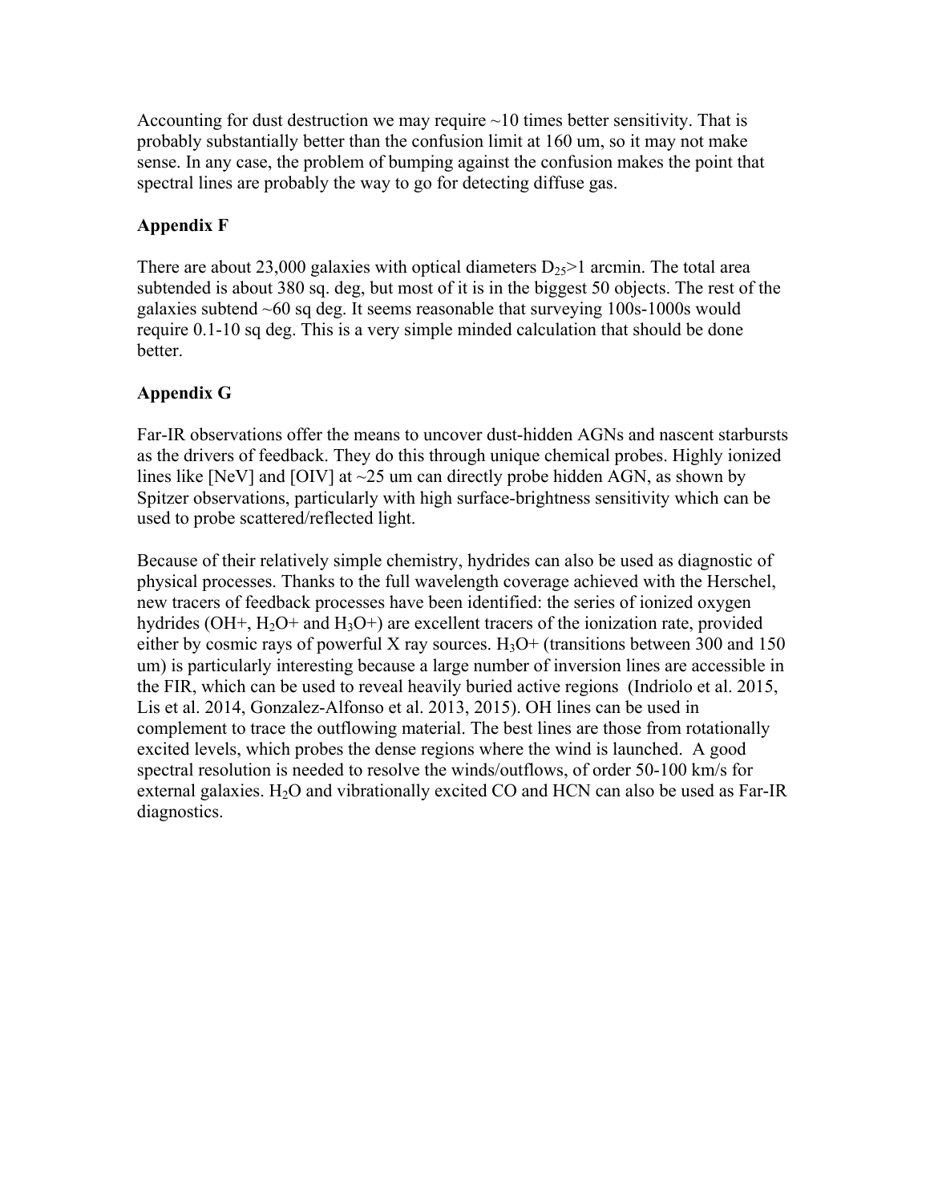Accounting for dust destruction we may require ~10 times better sensitivity. That is probably substantially better than the confusion limit at 160 um, so it may not make sense. In any case, the problem of bumping against the confusion makes the point that spectral lines are probably the way to go for detecting diffuse gas.

**Appendix F**

There are about 23,000 galaxies with optical diameters $D_{25}$>1 arcmin. The total area subtended is about 380 sq. deg, but most of it is in the biggest 50 objects. The rest of the galaxies subtend ~60 sq deg. It seems reasonable that surveying 100s-1000s would require 0.1-10 sq deg. This is a very simple minded calculation that should be done better.

**Appendix G**

Far-IR observations offer the means to uncover dust-hidden AGNs and nascent starbursts as the drivers of feedback. They do this through unique chemical probes. Highly ionized lines like [NeV] and [OIV] at ~25 um can directly probe hidden AGN, as shown by Spitzer observations, particularly with high surface-brightness sensitivity which can be used to probe scattered/reflected light.

Because of their relatively simple chemistry, hydrides can also be used as diagnostic of physical processes. Thanks to the full wavelength coverage achieved with the Herschel, new tracers of feedback processes have been identified: the series of ionized oxygen hydrides ($OH^+$, $H_2O^+$ and $H_3O^+$) are excellent tracers of the ionization rate, provided either by cosmic rays of powerful X ray sources. $H_3O^+$ (transitions between 300 and 150 um) is particularly interesting because a large number of inversion lines are accessible in the FIR, which can be used to reveal heavily buried active regions (Indriolo et al. 2015, Lis et al. 2014, Gonzalez-Alfonso et al. 2013, 2015). OH lines can be used in complement to trace the outflowing material. The best lines are those from rotationally excited levels, which probes the dense regions where the wind is launched. A good spectral resolution is needed to resolve the winds/outflows, of order 50-100 km/s for external galaxies. $H_2O$ and vibrationally excited CO and HCN can also be used as Far-IR diagnostics.